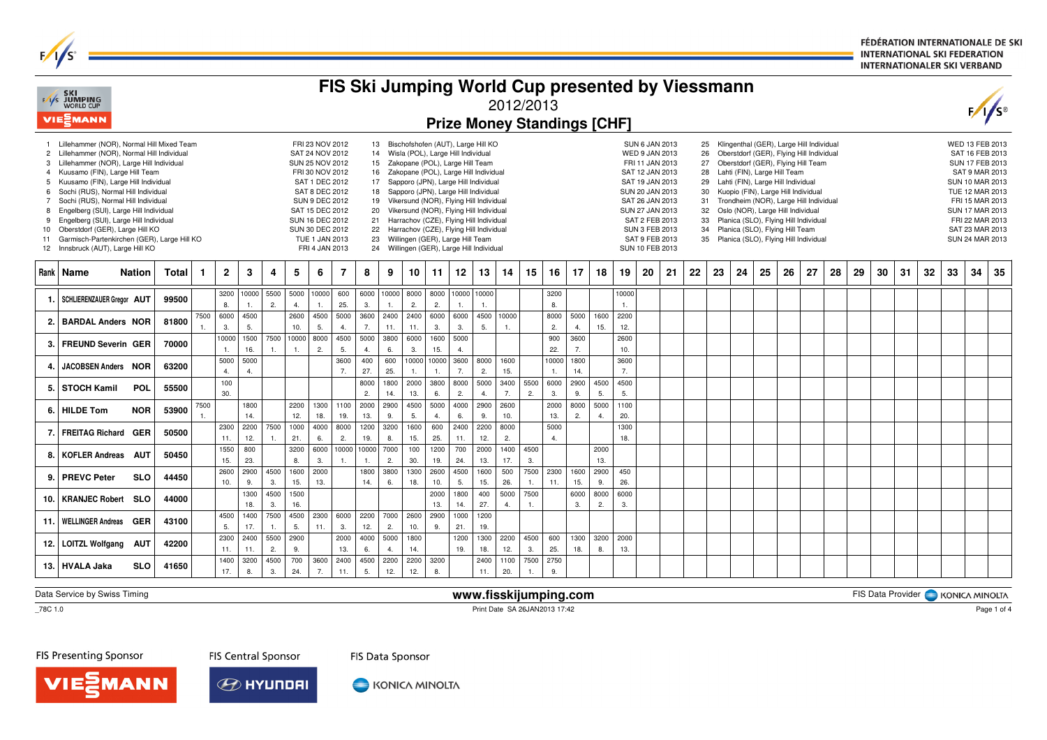# FIS Ski Jumping World Cup presented by Viessmann

2012/2013

## Prize Money Standings [CHF]

| No. | Event | Date |
|---|---|---|
| 1 | Lillehammer (NOR), Normal Hill Mixed Team | FRI 23 NOV 2012 |
| 2 | Lillehammer (NOR), Normal Hill Individual | SAT 24 NOV 2012 |
| 3 | Lillehammer (NOR), Large Hill Individual | SUN 25 NOV 2012 |
| 4 | Kuusamo (FIN), Large Hill Team | FRI 30 NOV 2012 |
| 5 | Kuusamo (FIN), Large Hill Individual | SAT 1 DEC 2012 |
| 6 | Sochi (RUS), Normal Hill Individual | SAT 8 DEC 2012 |
| 7 | Sochi (RUS), Normal Hill Individual | SUN 9 DEC 2012 |
| 8 | Engelberg (SUI), Large Hill Individual | SAT 15 DEC 2012 |
| 9 | Engelberg (SUI), Large Hill Individual | SUN 16 DEC 2012 |
| 10 | Oberstdorf (GER), Large Hill KO | SUN 30 DEC 2012 |
| 11 | Garmisch-Partenkirchen (GER), Large Hill KO | TUE 1 JAN 2013 |
| 12 | Innsbruck (AUT), Large Hill KO | FRI 4 JAN 2013 |
| 13 | Bischofshofen (AUT), Large Hill KO | SUN 6 JAN 2013 |
| 14 | Wisla (POL), Large Hill Individual | WED 9 JAN 2013 |
| 15 | Zakopane (POL), Large Hill Team | FRI 11 JAN 2013 |
| 16 | Zakopane (POL), Large Hill Individual | SAT 12 JAN 2013 |
| 17 | Sapporo (JPN), Large Hill Individual | SAT 19 JAN 2013 |
| 18 | Sapporo (JPN), Large Hill Individual | SUN 20 JAN 2013 |
| 19 | Vikersund (NOR), Flying Hill Individual | SAT 26 JAN 2013 |
| 20 | Vikersund (NOR), Flying Hill Individual | SUN 27 JAN 2013 |
| 21 | Harrachov (CZE), Flying Hill Individual | SAT 2 FEB 2013 |
| 22 | Harrachov (CZE), Flying Hill Individual | SUN 3 FEB 2013 |
| 23 | Willingen (GER), Large Hill Team | SAT 9 FEB 2013 |
| 24 | Willingen (GER), Large Hill Individual | SUN 10 FEB 2013 |
| 25 | Klingenthal (GER), Large Hill Individual | WED 13 FEB 2013 |
| 26 | Oberstdorf (GER), Flying Hill Individual | SAT 16 FEB 2013 |
| 27 | Oberstdorf (GER), Flying Hill Team | SUN 17 FEB 2013 |
| 28 | Lahti (FIN), Large Hill Team | SAT 9 MAR 2013 |
| 29 | Lahti (FIN), Large Hill Individual | SUN 10 MAR 2013 |
| 30 | Kuopio (FIN), Large Hill Individual | TUE 12 MAR 2013 |
| 31 | Trondheim (NOR), Large Hill Individual | FRI 15 MAR 2013 |
| 32 | Oslo (NOR), Large Hill Individual | SUN 17 MAR 2013 |
| 33 | Planica (SLO), Flying Hill Individual | FRI 22 MAR 2013 |
| 34 | Planica (SLO), Flying Hill Team | SAT 23 MAR 2013 |
| 35 | Planica (SLO), Flying Hill Individual | SUN 24 MAR 2013 |

| Rank | Name | Nation | Total | 1 | 2 | 3 | 4 | 5 | 6 | 7 | 8 | 9 | 10 | 11 | 12 | 13 | 14 | 15 | 16 | 17 | 18 | 19 | 20 | 21 | 22 | 23 | 24 | 25 | 26 | 27 | 28 | 29 | 30 | 31 | 32 | 33 | 34 | 35 |
|---|---|---|---|---|---|---|---|---|---|---|---|---|---|---|---|---|---|---|---|---|---|---|---|---|---|---|---|---|---|---|---|---|---|---|---|---|---|---|
| 1. | SCHLIERENZAUER Gregor | AUT | 99500 | | 3200 8. | 10000 1. | 5500 2. | 5000 4. | 10000 1. | 600 25. | 6000 3. | 10000 1. | 8000 2. | 8000 2. | 10000 1. | 10000 1. | | | 3200 8. | | | 10000 1. | | | | | | | | | | | | | | | | |
| 2. | BARDAL Anders | NOR | 81800 | 7500 1. | 6000 3. | 4500 5. | | 2600 10. | 4500 5. | 5000 4. | 3600 7. | 2400 11. | 2400 11. | 6000 3. | 6000 3. | 4500 5. | 10000 1. | | 8000 2. | 5000 4. | 1600 15. | 2200 12. | | | | | | | | | | | | | | | | |
| 3. | FREUND Severin | GER | 70000 | | 10000 1. | 1500 16. | 7500 1. | 10000 1. | 8000 2. | 4500 5. | 5000 4. | 3800 6. | 6000 3. | 1600 15. | 5000 4. | | | | 900 22. | 3600 7. | | 2600 10. | | | | | | | | | | | | | | | | |
| 4. | JACOBSEN Anders | NOR | 63200 | | 5000 4. | 5000 4. | | | | 3600 7. | 400 27. | 600 25. | 10000 1. | 10000 1. | 3600 7. | 8000 2. | 1600 15. | | 10000 1. | 1800 14. | | 3600 7. | | | | | | | | | | | | | | | | |
| 5. | STOCH Kamil | POL | 55500 | | 100 30. | | | | | | 8000 2. | 1800 14. | 2000 13. | 3800 6. | 8000 2. | 5000 4. | 3400 7. | 5500 2. | 6000 3. | 2900 9. | 4500 5. | 4500 5. | | | | | | | | | | | | | | | | |
| 6. | HILDE Tom | NOR | 53900 | 7500 1. | | 1800 14. | | 2200 12. | 1300 18. | 1100 19. | 2000 13. | 2900 9. | 4500 5. | 5000 4. | 4000 6. | 2900 9. | 2600 10. | | 2000 13. | 8000 2. | 5000 4. | 1100 20. | | | | | | | | | | | | | | | | |
| 7. | FREITAG Richard | GER | 50500 | | 2300 11. | 2200 12. | 7500 1. | 1000 21. | 4000 6. | 8000 2. | 1200 19. | 3200 8. | 1600 15. | 600 25. | 2400 11. | 2200 12. | 8000 2. | | 5000 4. | | | 1300 18. | | | | | | | | | | | | | | | | |
| 8. | KOFLER Andreas | AUT | 50450 | | 1550 15. | 800 23. | | 3200 8. | 6000 3. | 10000 1. | 10000 1. | 7000 2. | 100 30. | 1200 19. | 700 24. | 2000 13. | 1400 17. | 4500 3. | | | 2000 13. | | | | | | | | | | | | | | | | | |
| 9. | PREVC Peter | SLO | 44450 | | 2600 10. | 2900 9. | 4500 3. | 1600 15. | 2000 13. | | 1800 14. | 3800 6. | 1300 18. | 2600 10. | 4500 5. | 1600 15. | 500 26. | 7500 1. | 2300 11. | 1600 15. | 2900 9. | 450 26. | | | | | | | | | | | | | | | | |
| 10. | KRANJEC Robert | SLO | 44000 | | | 1300 18. | 4500 3. | 1500 16. | | | | | | 2000 13. | 1800 14. | 400 27. | 5000 4. | 7500 1. | | 6000 3. | 8000 2. | 6000 3. | | | | | | | | | | | | | | | | |
| 11. | WELLINGER Andreas | GER | 43100 | | 4500 5. | 1400 17. | 7500 1. | 4500 5. | 2300 11. | 6000 3. | 2200 12. | 7000 2. | 2600 10. | 2900 9. | 1000 21. | 1200 19. | | | | | | | | | | | | | | | | | | | | | | |
| 12. | LOITZL Wolfgang | AUT | 42200 | | 2300 11. | 2400 11. | 5500 2. | 2900 9. | | 2000 13. | 4000 6. | 5000 4. | 1800 14. | | 1200 19. | 1300 18. | 2200 12. | 4500 3. | 600 25. | 1300 18. | 3200 8. | 2000 13. | | | | | | | | | | | | | | | | |
| 13. | HVALA Jaka | SLO | 41650 | | 1400 17. | 3200 8. | 4500 3. | 700 24. | 3600 7. | 2400 11. | 4500 5. | 2200 12. | 2200 12. | 3200 8. | | 2400 11. | 1100 20. | 7500 1. | 2750 9. | | | | | | | | | | | | | | | | | | | |

Data Service by Swiss Timing

www.fisskijumping.com

FIS Data Provider KONICA MINOLTA

_78C 1.0

Print Date SA 26JAN2013 17:42

FIS Presenting Sponsor VIESSMANN — FIS Central Sponsor HYUNDAI — FIS Data Sponsor KONICA MINOLTA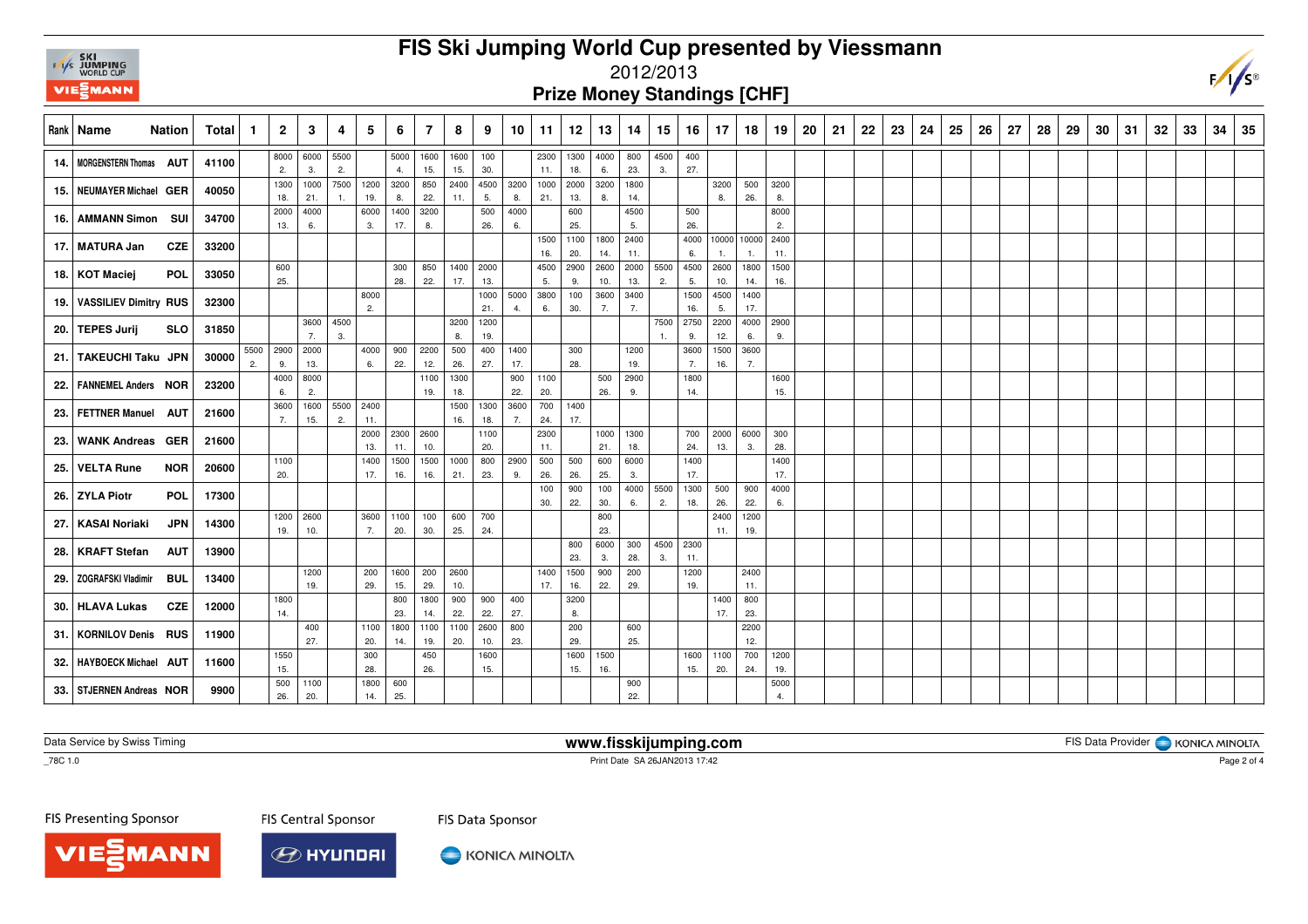# FIS Ski Jumping World Cup presented by Viessmann

## 2012/2013

### Prize Money Standings [CHF]

| Rank | Name | Nation | Total | 1 | 2 | 3 | 4 | 5 | 6 | 7 | 8 | 9 | 10 | 11 | 12 | 13 | 14 | 15 | 16 | 17 | 18 | 19 | 20 | 21 | 22 | 23 | 24 | 25 | 26 | 27 | 28 | 29 | 30 | 31 | 32 | 33 | 34 | 35 |
|---|---|---|---|---|---|---|---|---|---|---|---|---|---|---|---|---|---|---|---|---|---|---|---|---|---|---|---|---|---|---|---|---|---|---|---|---|---|---|
| 14. | MORGENSTERN Thomas | AUT | 41100 | | 8000 2. | 6000 3. | 5500 2. | | 5000 4. | 1600 15. | 1600 15. | 100 30. | | 2300 11. | 1300 18. | 4000 6. | 800 23. | 4500 3. | 400 27. | | | | | | | | | | | | | | | | | | | |
| 15. | NEUMAYER Michael | GER | 40050 | | 1300 18. | 1000 21. | 7500 1. | 1200 19. | 3200 8. | 850 22. | 2400 11. | 4500 5. | 3200 8. | 1000 21. | 2000 13. | 3200 8. | 1800 14. | | | 3200 8. | 500 26. | 3200 8. | | | | | | | | | | | | | | | | |
| 16. | AMMANN Simon | SUI | 34700 | | 2000 13. | 4000 6. | | 6000 3. | 1400 17. | 3200 8. | | 500 26. | 4000 6. | | 600 25. | | 4500 5. | | 500 26. | | | 8000 2. | | | | | | | | | | | | | | | | |
| 17. | MATURA Jan | CZE | 33200 | | | | | | | | | | | 1500 16. | 1100 20. | 1800 14. | 2400 11. | | 4000 6. | 10000 1. | 10000 1. | 2400 11. | | | | | | | | | | | | | | | | |
| 18. | KOT Maciej | POL | 33050 | | 600 25. | | | | 300 28. | 850 22. | 1400 17. | 2000 13. | | 4500 5. | 2900 9. | 2600 10. | 2000 13. | 5500 2. | 4500 5. | 2600 10. | 1800 14. | 1500 16. | | | | | | | | | | | | | | | | |
| 19. | VASSILIEV Dimitry | RUS | 32300 | | | | | 8000 2. | | | | 1000 21. | 5000 4. | 3800 6. | 100 30. | 3600 7. | 3400 7. | | 1500 16. | 4500 5. | 1400 17. | | | | | | | | | | | | | | | | | |
| 20. | TEPES Jurij | SLO | 31850 | | | 3600 7. | 4500 3. | | | | 3200 8. | 1200 19. | | | | | | 7500 1. | 2750 9. | 2200 12. | 4000 6. | 2900 9. | | | | | | | | | | | | | | | | |
| 21. | TAKEUCHI Taku | JPN | 30000 | 5500 2. | 2900 9. | 2000 13. | | 4000 6. | 900 22. | 2200 12. | 500 26. | 400 27. | 1400 17. | | 300 28. | | 1200 19. | | 3600 7. | 1500 16. | 3600 7. | | | | | | | | | | | | | | | | | |
| 22. | FANNEMEL Anders | NOR | 23200 | | 4000 6. | 8000 2. | | | | 1100 19. | 1300 18. | | 900 22. | 1100 20. | | 500 26. | 2900 9. | | 1800 14. | | | 1600 15. | | | | | | | | | | | | | | | | |
| 23. | FETTNER Manuel | AUT | 21600 | | 3600 7. | 1600 15. | 5500 2. | 2400 11. | | | 1500 16. | 1300 18. | 3600 7. | 700 24. | 1400 17. | | | | | | | | | | | | | | | | | | | | | | | |
| 23. | WANK Andreas | GER | 21600 | | | | | 2000 13. | 2300 11. | 2600 10. | | 1100 20. | | 2300 11. | | 1000 21. | 1300 18. | | 700 24. | 2000 13. | 6000 3. | 300 28. | | | | | | | | | | | | | | | | |
| 25. | VELTA Rune | NOR | 20600 | | 1100 20. | | | 1400 17. | 1500 16. | 1500 16. | 1000 21. | 800 23. | 2900 9. | 500 26. | 500 26. | 600 25. | 6000 3. | | 1400 17. | | | 1400 17. | | | | | | | | | | | | | | | | |
| 26. | ZYLA Piotr | POL | 17300 | | | | | | | | | | | 100 30. | 900 22. | 100 30. | 4000 6. | 5500 2. | 1300 18. | 500 26. | 900 22. | 4000 6. | | | | | | | | | | | | | | | | |
| 27. | KASAI Noriaki | JPN | 14300 | | 1200 19. | 2600 10. | | 3600 7. | 1100 20. | 100 30. | 600 25. | 700 24. | | | | 800 23. | | | | 2400 11. | 1200 19. | | | | | | | | | | | | | | | | | |
| 28. | KRAFT Stefan | AUT | 13900 | | | | | | | | | | | | 800 23. | 6000 3. | 300 28. | 4500 3. | 2300 11. | | | | | | | | | | | | | | | | | | | |
| 29. | ZOGRAFSKI Vladimir | BUL | 13400 | | | 1200 19. | | 200 29. | 1600 15. | 200 29. | 2600 10. | | | 1400 17. | 1500 16. | 900 22. | 200 29. | | 1200 19. | | 2400 11. | | | | | | | | | | | | | | | | | |
| 30. | HLAVA Lukas | CZE | 12000 | | 1800 14. | | | | 800 23. | 1800 14. | 900 22. | 900 22. | 400 27. | | 3200 8. | | | | | 1400 17. | 800 23. | | | | | | | | | | | | | | | | | |
| 31. | KORNILOV Denis | RUS | 11900 | | | 400 27. | | 1100 20. | 1800 14. | 1100 19. | 1100 20. | 2600 10. | 800 23. | | 200 29. | | 600 25. | | | | 2200 12. | | | | | | | | | | | | | | | | | |
| 32. | HAYBOECK Michael | AUT | 11600 | | 1550 15. | | | 300 28. | | 450 26. | | 1600 15. | | | 1600 15. | 1500 16. | | | 1600 15. | 1100 20. | 700 24. | 1200 19. | | | | | | | | | | | | | | | | |
| 33. | STJERNEN Andreas | NOR | 9900 | | 500 26. | 1100 20. | | 1800 14. | 600 25. | | | | | | | | 900 22. | | | | | 5000 4. | | | | | | | | | | | | | | | | |

Data Service by Swiss Timing

www.fisskijumping.com

FIS Data Provider KONICA MINOLTA

_78C 1.0

Print Date SA 26JAN2013 17:42

FIS Presenting Sponsor VIESSMANN — FIS Central Sponsor HYUNDAI — FIS Data Sponsor KONICA MINOLTA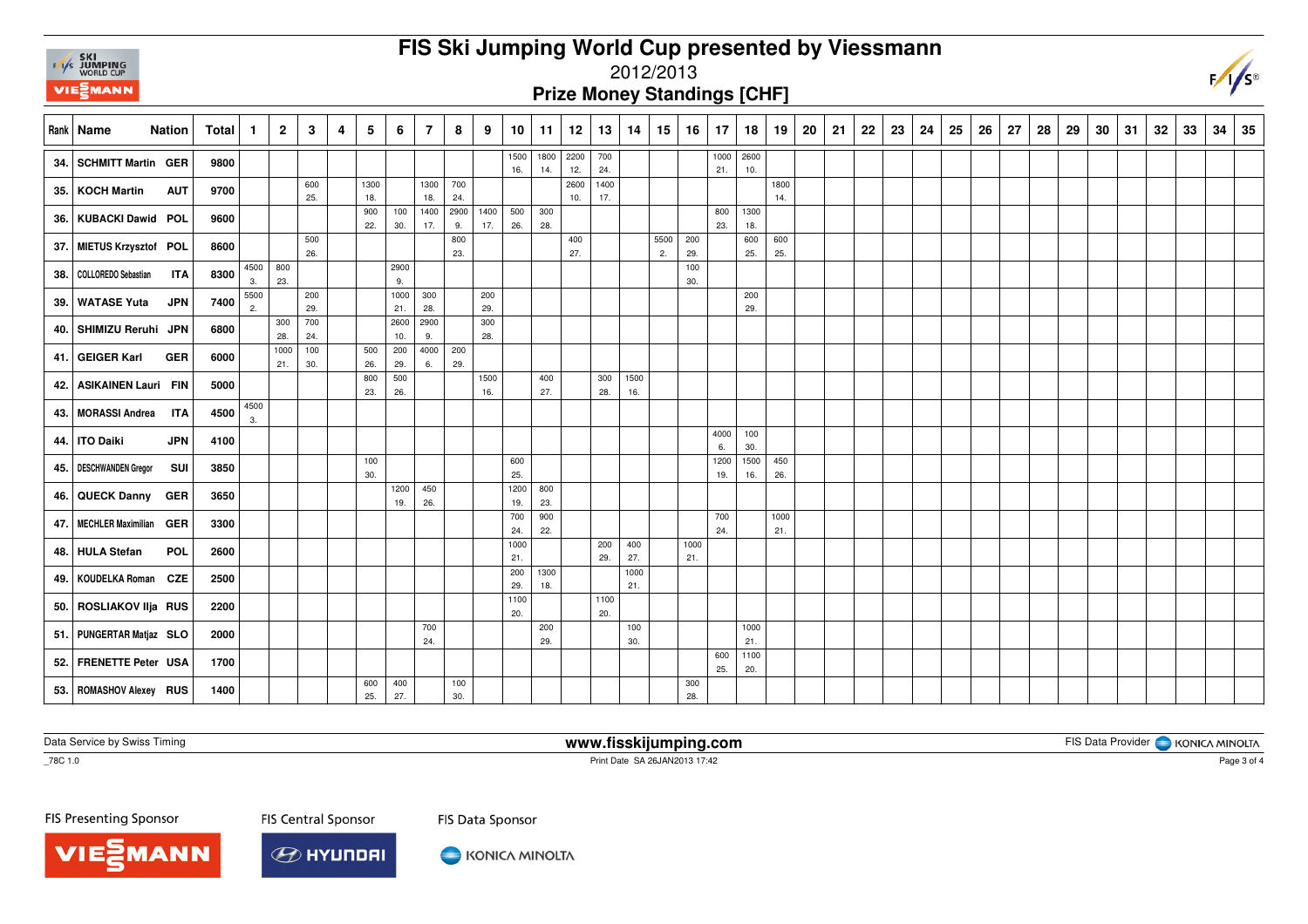# FIS Ski Jumping World Cup presented by Viessmann

2012/2013

## Prize Money Standings [CHF]

| Rank | Name | Nation | Total | 1 | 2 | 3 | 4 | 5 | 6 | 7 | 8 | 9 | 10 | 11 | 12 | 13 | 14 | 15 | 16 | 17 | 18 | 19 | 20 | 21 | 22 | 23 | 24 | 25 | 26 | 27 | 28 | 29 | 30 | 31 | 32 | 33 | 34 | 35 |
|---|---|---|---|---|---|---|---|---|---|---|---|---|---|---|---|---|---|---|---|---|---|---|---|---|---|---|---|---|---|---|---|---|---|---|---|---|---|---|
| 34. | SCHMITT Martin | GER | 9800 | | | | | | | | | | 1500 16. | 1800 14. | 2200 12. | 700 24. | | | | 1000 21. | 2600 10. | | | | | | | | | | | | | | | | | |
| 35. | KOCH Martin | AUT | 9700 | | | 600 25. | | 1300 18. | | 1300 18. | 700 24. | | | | 2600 10. | 1400 17. | | | | | | 1800 14. | | | | | | | | | | | | | | | | |
| 36. | KUBACKI Dawid | POL | 9600 | | | | | 900 22. | 100 30. | 1400 17. | 2900 9. | 1400 17. | 500 26. | 300 28. | | | | | | 800 23. | 1300 18. | | | | | | | | | | | | | | | | | |
| 37. | MIETUS Krzysztof | POL | 8600 | | | 500 26. | | | | | 800 23. | | | | 400 27. | | | 5500 2. | 200 29. | | 600 25. | 600 25. | | | | | | | | | | | | | | | | |
| 38. | COLLOREDO Sebastian | ITA | 8300 | 4500 3. | 800 23. | | | | 2900 9. | | | | | | | | | | 100 30. | | | | | | | | | | | | | | | | | | | |
| 39. | WATASE Yuta | JPN | 7400 | 5500 2. | | 200 29. | | | 1000 21. | 300 28. | | 200 29. | | | | | | | | | 200 29. | | | | | | | | | | | | | | | | | |
| 40. | SHIMIZU Reruhi | JPN | 6800 | | 300 28. | 700 24. | | | 2600 10. | 2900 9. | | 300 28. | | | | | | | | | | | | | | | | | | | | | | | | | | |
| 41. | GEIGER Karl | GER | 6000 | | 1000 21. | 100 30. | | 500 26. | 200 29. | 4000 6. | 200 29. | | | | | | | | | | | | | | | | | | | | | | | | | | | |
| 42. | ASIKAINEN Lauri | FIN | 5000 | | | | | 800 23. | 500 26. | | | 1500 16. | | 400 27. | | 300 28. | 1500 16. | | | | | | | | | | | | | | | | | | | | | |
| 43. | MORASSI Andrea | ITA | 4500 | 4500 3. | | | | | | | | | | | | | | | | | | | | | | | | | | | | | | | | | | |
| 44. | ITO Daiki | JPN | 4100 | | | | | | | | | | | | | | | | | 4000 6. | 100 30. | | | | | | | | | | | | | | | | | |
| 45. | DESCHWANDEN Gregor | SUI | 3850 | | | | | 100 30. | | | | | 600 25. | | | | | | | 1200 19. | 1500 16. | 450 26. | | | | | | | | | | | | | | | | |
| 46. | QUECK Danny | GER | 3650 | | | | | | 1200 19. | 450 26. | | | 1200 19. | 800 23. | | | | | | | | | | | | | | | | | | | | | | | | |
| 47. | MECHLER Maximilian | GER | 3300 | | | | | | | | | | 700 24. | 900 22. | | | | | | 700 24. | | 1000 21. | | | | | | | | | | | | | | | | |
| 48. | HULA Stefan | POL | 2600 | | | | | | | | | | 1000 21. | | | 200 29. | 400 27. | | 1000 21. | | | | | | | | | | | | | | | | | | | |
| 49. | KOUDELKA Roman | CZE | 2500 | | | | | | | | | | 200 29. | 1300 18. | | | 1000 21. | | | | | | | | | | | | | | | | | | | | | |
| 50. | ROSLIAKOV Ilja | RUS | 2200 | | | | | | | | | | 1100 20. | | | 1100 20. | | | | | | | | | | | | | | | | | | | | | | |
| 51. | PUNGERTAR Matjaz | SLO | 2000 | | | | | | | 700 24. | | | | 200 29. | | | 100 30. | | | | 1000 21. | | | | | | | | | | | | | | | | | |
| 52. | FRENETTE Peter | USA | 1700 | | | | | | | | | | | | | | | | | 600 25. | 1100 20. | | | | | | | | | | | | | | | | | |
| 53. | ROMASHOV Alexey | RUS | 1400 | | | | | 600 25. | 400 27. | | 100 30. | | | | | | | | 300 28. | | | | | | | | | | | | | | | | | | | |

Data Service by Swiss Timing | www.fisskijumping.com | FIS Data Provider KONICA MINOLTA

_78C 1.0 | Print Date SA 26JAN2013 17:42

FIS Presenting Sponsor: VIESMANN | FIS Central Sponsor: HYUNDAI | FIS Data Sponsor: KONICA MINOLTA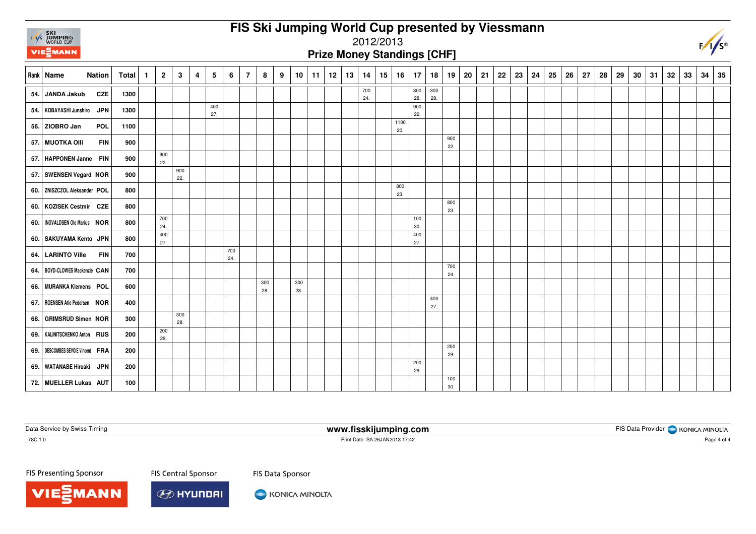# FIS Ski Jumping World Cup presented by Viessmann

2012/2013

## Prize Money Standings [CHF]

| Rank | Name | Nation | Total | 1 | 2 | 3 | 4 | 5 | 6 | 7 | 8 | 9 | 10 | 11 | 12 | 13 | 14 | 15 | 16 | 17 | 18 | 19 | 20 | 21 | 22 | 23 | 24 | 25 | 26 | 27 | 28 | 29 | 30 | 31 | 32 | 33 | 34 | 35 |
|---|---|---|---|---|---|---|---|---|---|---|---|---|---|---|---|---|---|---|---|---|---|---|---|---|---|---|---|---|---|---|---|---|---|---|---|---|---|---|
| 54. | JANDA Jakub | CZE | 1300 | | | | | | | | | | | | | | 700 24. | | | 300 28. | 300 28. | | | | | | | | | | | | | | | | | |
| 54. | KOBAYASHI Junshiro | JPN | 1300 | | | | | 400 27. | | | | | | | | | | | | 900 22. | | | | | | | | | | | | | | | | | | |
| 56. | ZIOBRO Jan | POL | 1100 | | | | | | | | | | | | | | | | 1100 20. | | | | | | | | | | | | | | | | | | | |
| 57. | MUOTKA Olli | FIN | 900 | | | | | | | | | | | | | | | | | | | 900 22. | | | | | | | | | | | | | | | | |
| 57. | HAPPONEN Janne | FIN | 900 | | 900 22. | | | | | | | | | | | | | | | | | | | | | | | | | | | | | | | | | |
| 57. | SWENSEN Vegard | NOR | 900 | | | 900 22. | | | | | | | | | | | | | | | | | | | | | | | | | | | | | | | | |
| 60. | ZNISZCZOL Aleksander | POL | 800 | | | | | | | | | | | | | | | | 800 23. | | | | | | | | | | | | | | | | | | | |
| 60. | KOZISEK Cestmir | CZE | 800 | | | | | | | | | | | | | | | | | | | 800 23. | | | | | | | | | | | | | | | | |
| 60. | INGVALDSEN Ole Marius | NOR | 800 | | 700 24. | | | | | | | | | | | | | | | 100 30. | | | | | | | | | | | | | | | | | | |
| 60. | SAKUYAMA Kento | JPN | 800 | | 400 27. | | | | | | | | | | | | | | | 400 27. | | | | | | | | | | | | | | | | | | |
| 64. | LARINTO Ville | FIN | 700 | | | | | | 700 24. | | | | | | | | | | | | | | | | | | | | | | | | | | | | | |
| 64. | BOYD-CLOWES Mackenzie | CAN | 700 | | | | | | | | | | | | | | | | | | | 700 24. | | | | | | | | | | | | | | | | |
| 66. | MURANKA Klemens | POL | 600 | | | | | | | | 300 28. | | 300 28. | | | | | | | | | | | | | | | | | | | | | | | | | |
| 67. | ROENSEN Atle Pedersen | NOR | 400 | | | | | | | | | | | | | | | | | | 400 27. | | | | | | | | | | | | | | | | | |
| 68. | GRIMSRUD Simen | NOR | 300 | | | 300 28. | | | | | | | | | | | | | | | | | | | | | | | | | | | | | | | | |
| 69. | KALINITSCHENKO Anton | RUS | 200 | | 200 29. | | | | | | | | | | | | | | | | | | | | | | | | | | | | | | | | | |
| 69. | DESCOMBES SEVOIE Vincent | FRA | 200 | | | | | | | | | | | | | | | | | | | 200 29. | | | | | | | | | | | | | | | | |
| 69. | WATANABE Hiroaki | JPN | 200 | | | | | | | | | | | | | | | | | 200 29. | | | | | | | | | | | | | | | | | | |
| 72. | MUELLER Lukas | AUT | 100 | | | | | | | | | | | | | | | | | | | 100 30. | | | | | | | | | | | | | | | | |

Data Service by Swiss Timing | www.fisskijumping.com | FIS Data Provider KONICA MINOLTA

_78C 1.0 | Print Date SA 26JAN2013 17:42

FIS Presenting Sponsor: VIESSMANN | FIS Central Sponsor: HYUNDAI | FIS Data Sponsor: KONICA MINOLTA